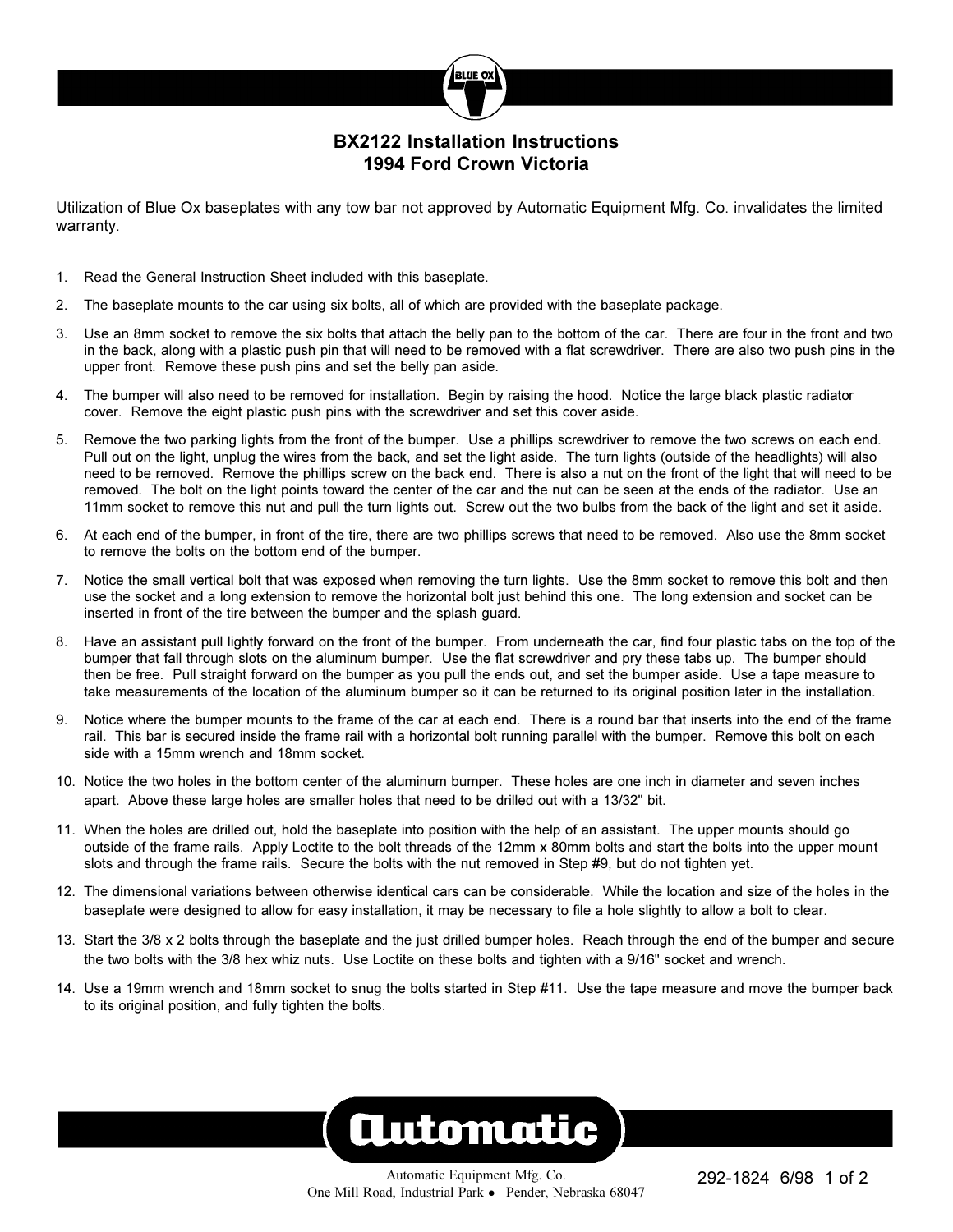# BX2122 Installation Instructions
## 1994 Ford Crown Victoria

Utilization of Blue Ox baseplates with any tow bar not approved by Automatic Equipment Mfg. Co. invalidates the limited warranty.

1. Read the General Instruction Sheet included with this baseplate.
2. The baseplate mounts to the car using six bolts, all of which are provided with the baseplate package.
3. Use an 8mm socket to remove the six bolts that attach the belly pan to the bottom of the car. There are four in the front and two in the back, along with a plastic push pin that will need to be removed with a flat screwdriver. There are also two push pins in the upper front. Remove these push pins and set the belly pan aside.
4. The bumper will also need to be removed for installation. Begin by raising the hood. Notice the large black plastic radiator cover. Remove the eight plastic push pins with the screwdriver and set this cover aside.
5. Remove the two parking lights from the front of the bumper. Use a phillips screwdriver to remove the two screws on each end. Pull out on the light, unplug the wires from the back, and set the light aside. The turn lights (outside of the headlights) will also need to be removed. Remove the phillips screw on the back end. There is also a nut on the front of the light that will need to be removed. The bolt on the light points toward the center of the car and the nut can be seen at the ends of the radiator. Use an 11mm socket to remove this nut and pull the turn lights out. Screw out the two bulbs from the back of the light and set it aside.
6. At each end of the bumper, in front of the tire, there are two phillips screws that need to be removed. Also use the 8mm socket to remove the bolts on the bottom end of the bumper.
7. Notice the small vertical bolt that was exposed when removing the turn lights. Use the 8mm socket to remove this bolt and then use the socket and a long extension to remove the horizontal bolt just behind this one. The long extension and socket can be inserted in front of the tire between the bumper and the splash guard.
8. Have an assistant pull lightly forward on the front of the bumper. From underneath the car, find four plastic tabs on the top of the bumper that fall through slots on the aluminum bumper. Use the flat screwdriver and pry these tabs up. The bumper should then be free. Pull straight forward on the bumper as you pull the ends out, and set the bumper aside. Use a tape measure to take measurements of the location of the aluminum bumper so it can be returned to its original position later in the installation.
9. Notice where the bumper mounts to the frame of the car at each end. There is a round bar that inserts into the end of the frame rail. This bar is secured inside the frame rail with a horizontal bolt running parallel with the bumper. Remove this bolt on each side with a 15mm wrench and 18mm socket.
10. Notice the two holes in the bottom center of the aluminum bumper. These holes are one inch in diameter and seven inches apart. Above these large holes are smaller holes that need to be drilled out with a 13/32" bit.
11. When the holes are drilled out, hold the baseplate into position with the help of an assistant. The upper mounts should go outside of the frame rails. Apply Loctite to the bolt threads of the 12mm x 80mm bolts and start the bolts into the upper mount slots and through the frame rails. Secure the bolts with the nut removed in Step #9, but do not tighten yet.
12. The dimensional variations between otherwise identical cars can be considerable. While the location and size of the holes in the baseplate were designed to allow for easy installation, it may be necessary to file a hole slightly to allow a bolt to clear.
13. Start the 3/8 x 2 bolts through the baseplate and the just drilled bumper holes. Reach through the end of the bumper and secure the two bolts with the 3/8 hex whiz nuts. Use Loctite on these bolts and tighten with a 9/16" socket and wrench.
14. Use a 19mm wrench and 18mm socket to snug the bolts started in Step #11. Use the tape measure and move the bumper back to its original position, and fully tighten the bolts.

Automatic Equipment Mfg. Co.
One Mill Road, Industrial Park • Pender, Nebraska 68047

292-1824 6/98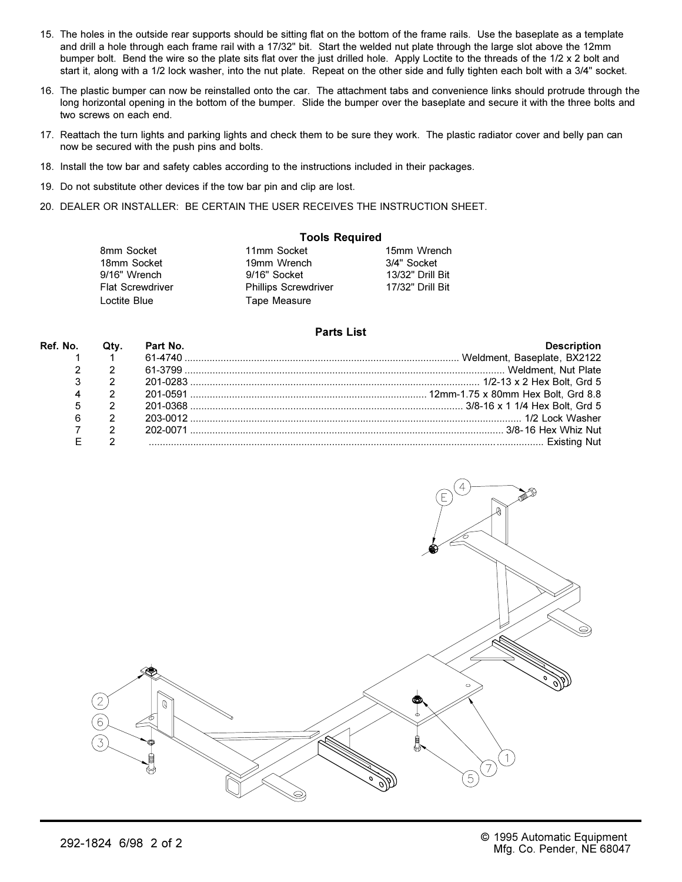15. The holes in the outside rear supports should be sitting flat on the bottom of the frame rails. Use the baseplate as a template and drill a hole through each frame rail with a 17/32" bit. Start the welded nut plate through the large slot above the 12mm bumper bolt. Bend the wire so the plate sits flat over the just drilled hole. Apply Loctite to the threads of the 1/2 x 2 bolt and start it, along with a 1/2 lock washer, into the nut plate. Repeat on the other side and fully tighten each bolt with a 3/4" socket.
16. The plastic bumper can now be reinstalled onto the car. The attachment tabs and convenience links should protrude through the long horizontal opening in the bottom of the bumper. Slide the bumper over the baseplate and secure it with the three bolts and two screws on each end.
17. Reattach the turn lights and parking lights and check them to be sure they work. The plastic radiator cover and belly pan can now be secured with the push pins and bolts.
18. Install the tow bar and safety cables according to the instructions included in their packages.
19. Do not substitute other devices if the tow bar pin and clip are lost.
20. DEALER OR INSTALLER: BE CERTAIN THE USER RECEIVES THE INSTRUCTION SHEET.

## Tools Required

| | | |
|---|---|---|
| 8mm Socket | 11mm Socket | 15mm Wrench |
| 18mm Socket | 19mm Wrench | 3/4" Socket |
| 9/16" Wrench | 9/16" Socket | 13/32" Drill Bit |
| Flat Screwdriver | Phillips Screwdriver | 17/32" Drill Bit |
| Loctite Blue | Tape Measure | |

## Parts List

| Ref. No. | Qty. | Part No. | Description |
|---|---|---|---|
| 1 | 1 | 61-4740 | Weldment, Baseplate, BX2122 |
| 2 | 2 | 61-3799 | Weldment, Nut Plate |
| 3 | 2 | 201-0283 | 1/2-13 x 2 Hex Bolt, Grd 5 |
| 4 | 2 | 201-0591 | 12mm-1.75 x 80mm Hex Bolt, Grd 8.8 |
| 5 | 2 | 201-0368 | 3/8-16 x 1 1/4 Hex Bolt, Grd 5 |
| 6 | 2 | 203-0012 | 1/2 Lock Washer |
| 7 | 2 | 202-0071 | 3/8-16 Hex Whiz Nut |
| E | 2 | | Existing Nut |

4
E
2
6
3
1
7
5

292-1824 6/98

© 1995 Automatic Equipment Mfg. Co. Pender, NE 68047